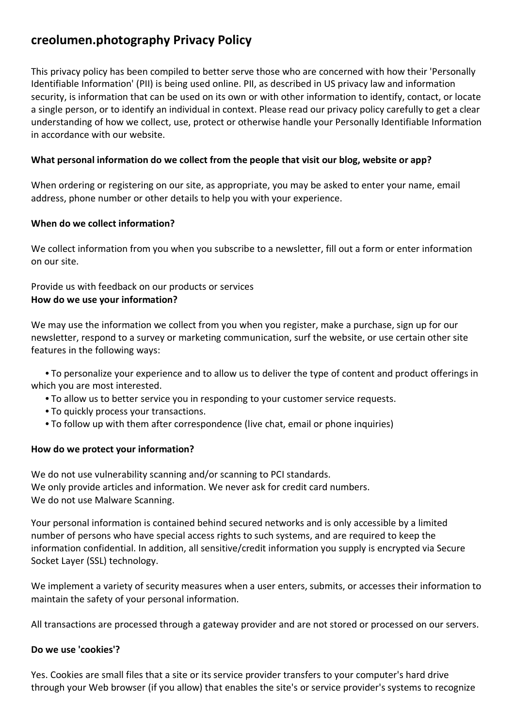# creolumen.photography Privacy Policy

This privacy policy has been compiled to better serve those who are concerned with how their 'Personally Identifiable Information' (PII) is being used online. PII, as described in US privacy law and information security, is information that can be used on its own or with other information to identify, contact, or locate a single person, or to identify an individual in context. Please read our privacy policy carefully to get a clear understanding of how we collect, use, protect or otherwise handle your Personally Identifiable Information in accordance with our website.

**What personal information do we collect from the people that visit our blog, website or app?**

When ordering or registering on our site, as appropriate, you may be asked to enter your name, email address, phone number or other details to help you with your experience.

**When do we collect information?**

We collect information from you when you subscribe to a newsletter, fill out a form or enter information on our site.

Provide us with feedback on our products or services

**How do we use your information?**

We may use the information we collect from you when you register, make a purchase, sign up for our newsletter, respond to a survey or marketing communication, surf the website, or use certain other site features in the following ways:

- To personalize your experience and to allow us to deliver the type of content and product offerings in which you are most interested.
- To allow us to better service you in responding to your customer service requests.
- To quickly process your transactions.
- To follow up with them after correspondence (live chat, email or phone inquiries)

**How do we protect your information?**

We do not use vulnerability scanning and/or scanning to PCI standards.
We only provide articles and information. We never ask for credit card numbers.
We do not use Malware Scanning.

Your personal information is contained behind secured networks and is only accessible by a limited number of persons who have special access rights to such systems, and are required to keep the information confidential. In addition, all sensitive/credit information you supply is encrypted via Secure Socket Layer (SSL) technology.

We implement a variety of security measures when a user enters, submits, or accesses their information to maintain the safety of your personal information.

All transactions are processed through a gateway provider and are not stored or processed on our servers.

**Do we use 'cookies'?**

Yes. Cookies are small files that a site or its service provider transfers to your computer's hard drive through your Web browser (if you allow) that enables the site's or service provider's systems to recognize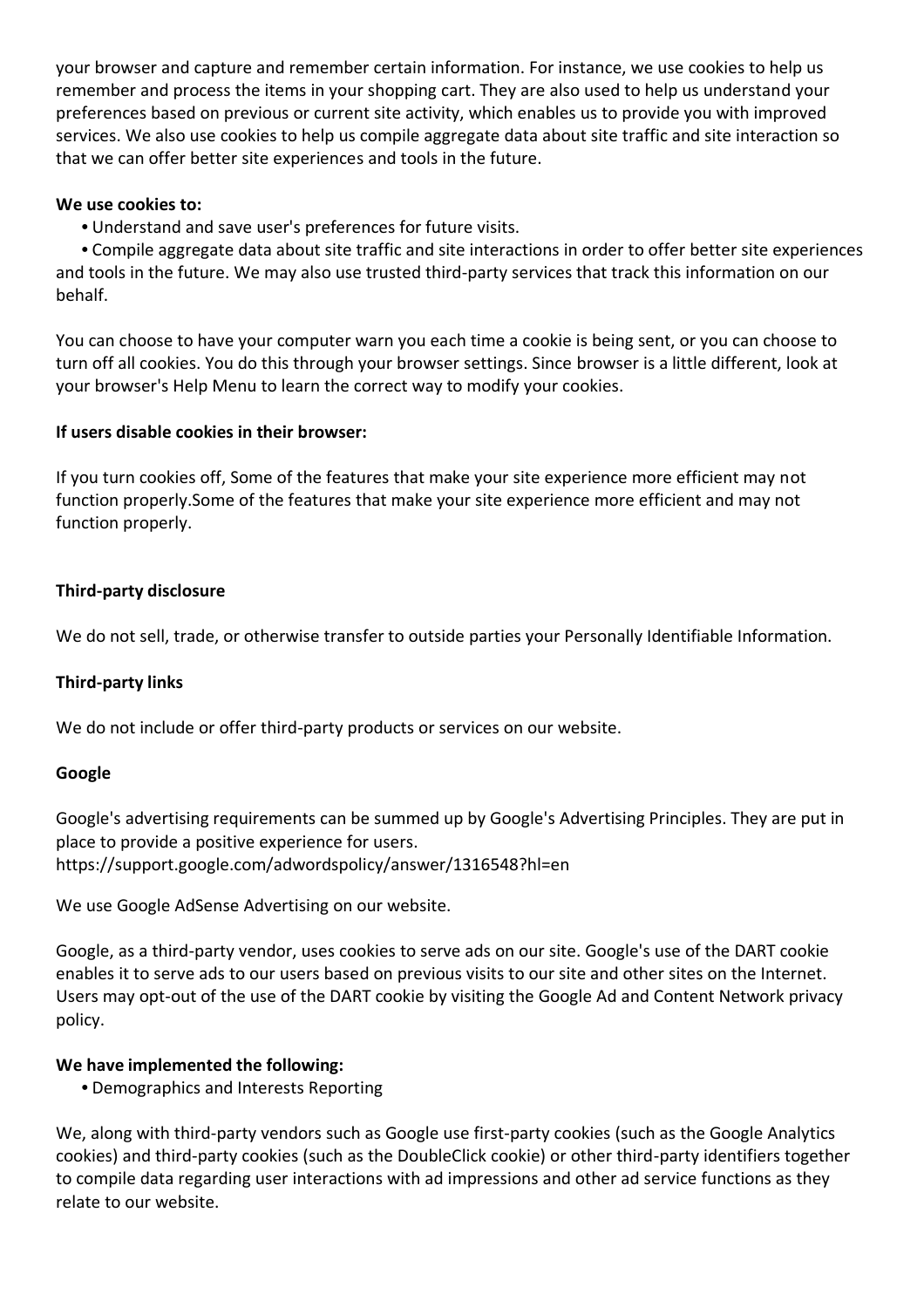your browser and capture and remember certain information. For instance, we use cookies to help us remember and process the items in your shopping cart. They are also used to help us understand your preferences based on previous or current site activity, which enables us to provide you with improved services. We also use cookies to help us compile aggregate data about site traffic and site interaction so that we can offer better site experiences and tools in the future.

**We use cookies to:**

- Understand and save user's preferences for future visits.
- Compile aggregate data about site traffic and site interactions in order to offer better site experiences and tools in the future. We may also use trusted third-party services that track this information on our behalf.

You can choose to have your computer warn you each time a cookie is being sent, or you can choose to turn off all cookies. You do this through your browser settings. Since browser is a little different, look at your browser's Help Menu to learn the correct way to modify your cookies.

**If users disable cookies in their browser:**

If you turn cookies off, Some of the features that make your site experience more efficient may not function properly.Some of the features that make your site experience more efficient and may not function properly.

**Third-party disclosure**

We do not sell, trade, or otherwise transfer to outside parties your Personally Identifiable Information.

**Third-party links**

We do not include or offer third-party products or services on our website.

**Google**

Google's advertising requirements can be summed up by Google's Advertising Principles. They are put in place to provide a positive experience for users.
https://support.google.com/adwordspolicy/answer/1316548?hl=en

We use Google AdSense Advertising on our website.

Google, as a third-party vendor, uses cookies to serve ads on our site. Google's use of the DART cookie enables it to serve ads to our users based on previous visits to our site and other sites on the Internet. Users may opt-out of the use of the DART cookie by visiting the Google Ad and Content Network privacy policy.

**We have implemented the following:**

- Demographics and Interests Reporting

We, along with third-party vendors such as Google use first-party cookies (such as the Google Analytics cookies) and third-party cookies (such as the DoubleClick cookie) or other third-party identifiers together to compile data regarding user interactions with ad impressions and other ad service functions as they relate to our website.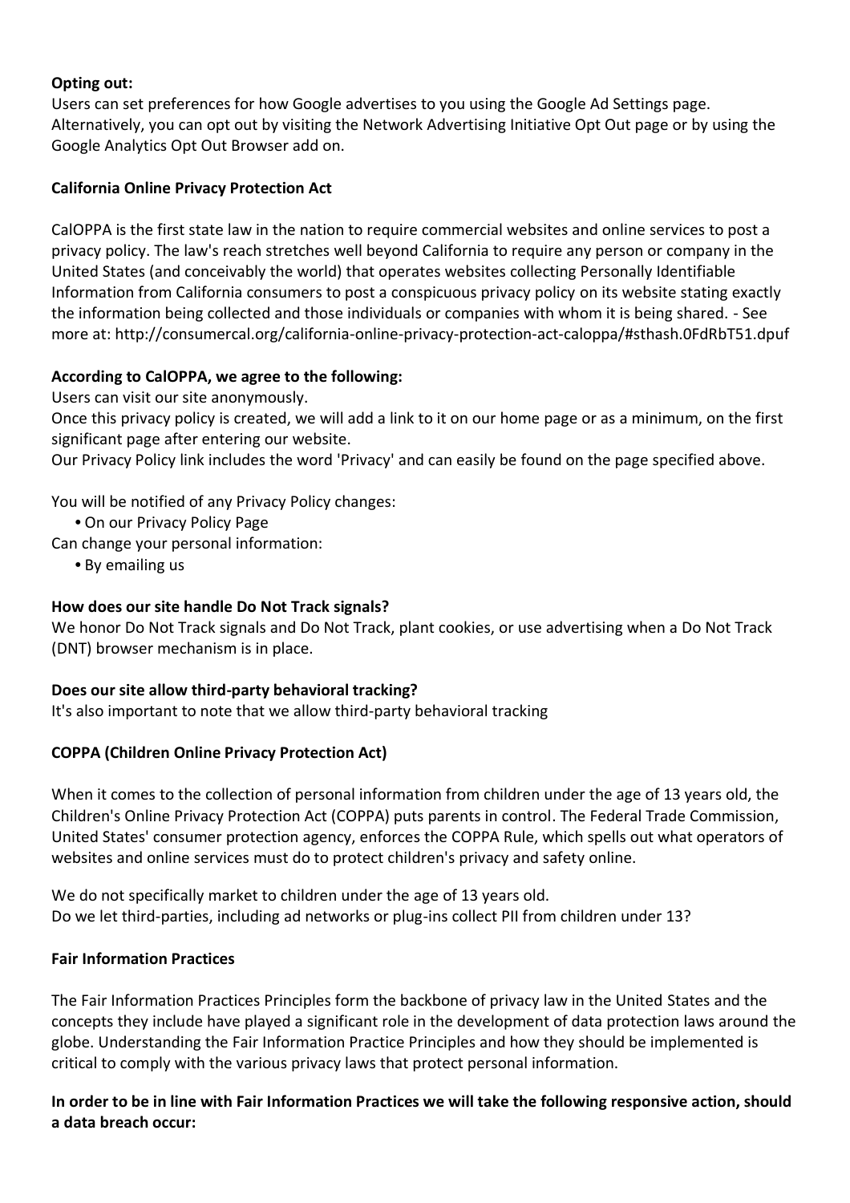**Opting out:**
Users can set preferences for how Google advertises to you using the Google Ad Settings page. Alternatively, you can opt out by visiting the Network Advertising Initiative Opt Out page or by using the Google Analytics Opt Out Browser add on.

**California Online Privacy Protection Act**

CalOPPA is the first state law in the nation to require commercial websites and online services to post a privacy policy. The law's reach stretches well beyond California to require any person or company in the United States (and conceivably the world) that operates websites collecting Personally Identifiable Information from California consumers to post a conspicuous privacy policy on its website stating exactly the information being collected and those individuals or companies with whom it is being shared. - See more at: http://consumercal.org/california-online-privacy-protection-act-caloppa/#sthash.0FdRbT51.dpuf

**According to CalOPPA, we agree to the following:**
Users can visit our site anonymously.
Once this privacy policy is created, we will add a link to it on our home page or as a minimum, on the first significant page after entering our website.
Our Privacy Policy link includes the word 'Privacy' and can easily be found on the page specified above.

You will be notified of any Privacy Policy changes:
- On our Privacy Policy Page

Can change your personal information:
- By emailing us

**How does our site handle Do Not Track signals?**
We honor Do Not Track signals and Do Not Track, plant cookies, or use advertising when a Do Not Track (DNT) browser mechanism is in place.

**Does our site allow third-party behavioral tracking?**
It's also important to note that we allow third-party behavioral tracking

**COPPA (Children Online Privacy Protection Act)**

When it comes to the collection of personal information from children under the age of 13 years old, the Children's Online Privacy Protection Act (COPPA) puts parents in control. The Federal Trade Commission, United States' consumer protection agency, enforces the COPPA Rule, which spells out what operators of websites and online services must do to protect children's privacy and safety online.

We do not specifically market to children under the age of 13 years old.
Do we let third-parties, including ad networks or plug-ins collect PII from children under 13?

**Fair Information Practices**

The Fair Information Practices Principles form the backbone of privacy law in the United States and the concepts they include have played a significant role in the development of data protection laws around the globe. Understanding the Fair Information Practice Principles and how they should be implemented is critical to comply with the various privacy laws that protect personal information.

**In order to be in line with Fair Information Practices we will take the following responsive action, should a data breach occur:**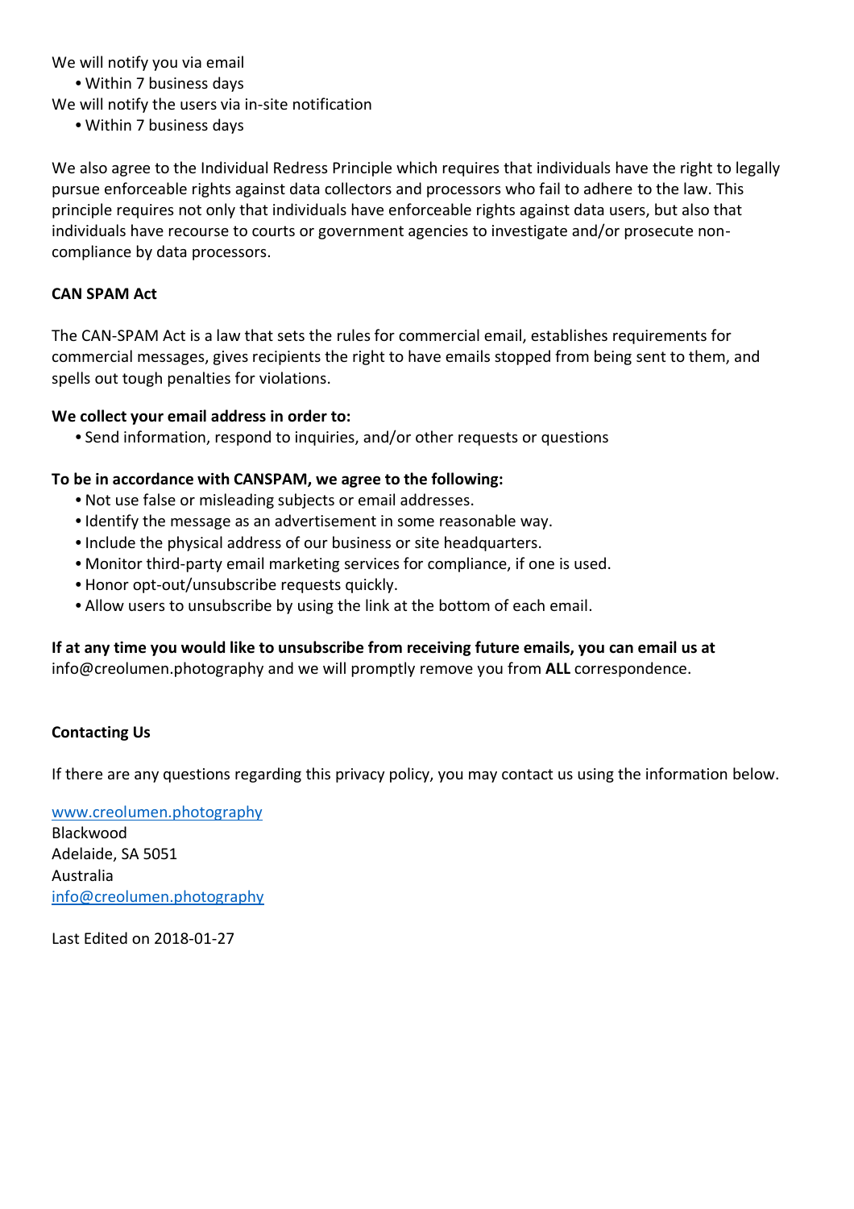We will notify you via email

- Within 7 business days

We will notify the users via in-site notification

- Within 7 business days

We also agree to the Individual Redress Principle which requires that individuals have the right to legally pursue enforceable rights against data collectors and processors who fail to adhere to the law. This principle requires not only that individuals have enforceable rights against data users, but also that individuals have recourse to courts or government agencies to investigate and/or prosecute non-compliance by data processors.

**CAN SPAM Act**

The CAN-SPAM Act is a law that sets the rules for commercial email, establishes requirements for commercial messages, gives recipients the right to have emails stopped from being sent to them, and spells out tough penalties for violations.

**We collect your email address in order to:**

- Send information, respond to inquiries, and/or other requests or questions

**To be in accordance with CANSPAM, we agree to the following:**

- Not use false or misleading subjects or email addresses.
- Identify the message as an advertisement in some reasonable way.
- Include the physical address of our business or site headquarters.
- Monitor third-party email marketing services for compliance, if one is used.
- Honor opt-out/unsubscribe requests quickly.
- Allow users to unsubscribe by using the link at the bottom of each email.

**If at any time you would like to unsubscribe from receiving future emails, you can email us at** info@creolumen.photography and we will promptly remove you from **ALL** correspondence.

**Contacting Us**

If there are any questions regarding this privacy policy, you may contact us using the information below.

[www.creolumen.photography](http://www.creolumen.photography)
Blackwood
Adelaide, SA 5051
Australia
[info@creolumen.photography](mailto:info@creolumen.photography)

Last Edited on 2018-01-27